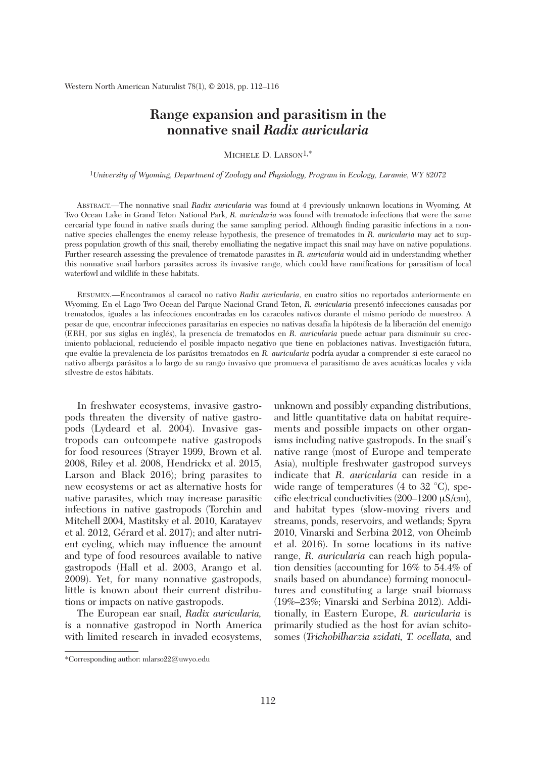# Range expansion and parasitism in the nonnative snail *Radix auricularia*

Michele D. Larson[1,*]

[1]*University of Wyoming, Department of Zoology and Physiology, Program in Ecology, Laramie, WY 82072*

Abstract.—The nonnative snail *Radix auricularia* was found at 4 previously unknown locations in Wyoming. At Two Ocean Lake in Grand Teton National Park, *R. auricularia* was found with trematode infections that were the same cercarial type found in native snails during the same sampling period. Although finding parasitic infections in a nonnative species challenges the enemy release hypothesis, the presence of trematodes in *R. auricularia* may act to suppress population growth of this snail, thereby emolliating the negative impact this snail may have on native populations. Further research assessing the prevalence of trematode parasites in *R. auricularia* would aid in understanding whether this nonnative snail harbors parasites across its invasive range, which could have ramifications for parasitism of local waterfowl and wildlife in these habitats.

Resumen.—Encontramos al caracol no nativo *Radix auricularia*, en cuatro sitios no reportados anteriormente en Wyoming. En el Lago Two Ocean del Parque Nacional Grand Teton, *R. auricularia* presentó infecciones causadas por trematodos, iguales a las infecciones encontradas en los caracoles nativos durante el mismo período de muestreo. A pesar de que, encontrar infecciones parasitarias en especies no nativas desafía la hipótesis de la liberación del enemigo (ERH, por sus siglas en inglés), la presencia de trematodos en *R. auricularia* puede actuar para disminuir su crecimiento poblacional, reduciendo el posible impacto negativo que tiene en poblaciones nativas. Investigación futura, que evalúe la prevalencia de los parásitos trematodos en *R. auricularia* podría ayudar a comprender si este caracol no nativo alberga parásitos a lo largo de su rango invasivo que promueva el parasitismo de aves acuáticas locales y vida silvestre de estos hábitats.

In freshwater ecosystems, invasive gastropods threaten the diversity of native gastropods (Lydeard et al. 2004). Invasive gastropods can outcompete native gastropods for food resources (Strayer 1999, Brown et al. 2008, Riley et al. 2008, Hendrickx et al. 2015, Larson and Black 2016); bring parasites to new ecosystems or act as alternative hosts for native parasites, which may increase parasitic infections in native gastropods (Torchin and Mitchell 2004, Mastitsky et al. 2010, Karatayev et al. 2012, Gérard et al. 2017); and alter nutrient cycling, which may influence the amount and type of food resources available to native gastropods (Hall et al. 2003, Arango et al. 2009). Yet, for many nonnative gastropods, little is known about their current distributions or impacts on native gastropods.

The European ear snail, *Radix auricularia*, is a nonnative gastropod in North America with limited research in invaded ecosystems, unknown and possibly expanding distributions, and little quantitative data on habitat requirements and possible impacts on other organisms including native gastropods. In the snail's native range (most of Europe and temperate Asia), multiple freshwater gastropod surveys indicate that *R. auricularia* can reside in a wide range of temperatures (4 to 32 °C), specific electrical conductivities (200–1200 μS/cm), and habitat types (slow-moving rivers and streams, ponds, reservoirs, and wetlands; Spyra 2010, Vinarski and Serbina 2012, von Oheimb et al. 2016). In some locations in its native range, *R. auricularia* can reach high population densities (accounting for 16% to 54.4% of snails based on abundance) forming monocultures and constituting a large snail biomass (19%–23%; Vinarski and Serbina 2012). Additionally, in Eastern Europe, *R. auricularia* is primarily studied as the host for avian schitosomes (*Trichobilharzia szidati*, *T. ocellata*, and

*Corresponding author: mlarso22@uwyo.edu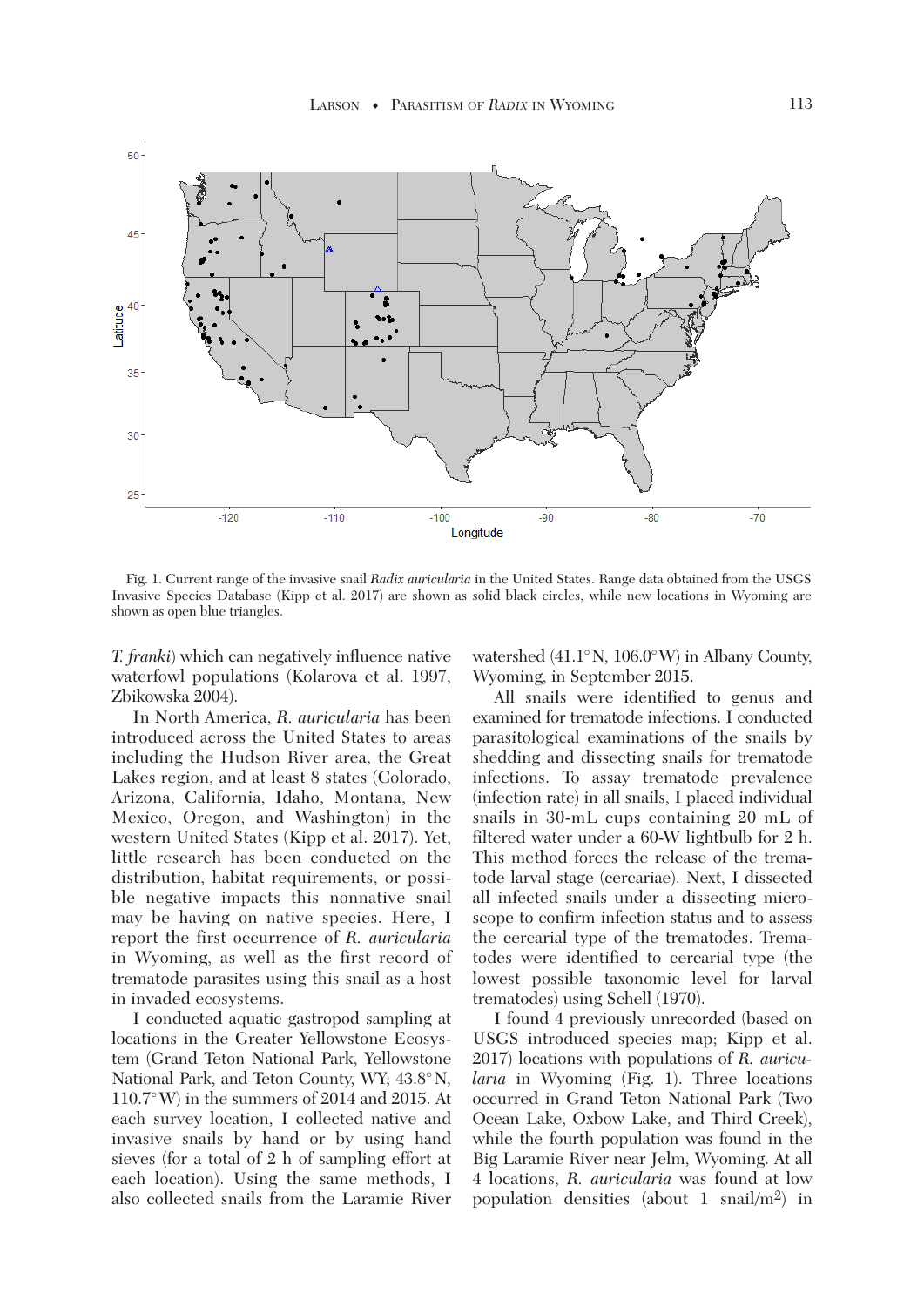Fig. 1. Current range of the invasive snail *Radix auricularia* in the United States. Range data obtained from the USGS Invasive Species Database (Kipp et al. 2017) are shown as solid black circles, while new locations in Wyoming are shown as open blue triangles.

*T. franki*) which can negatively influence native waterfowl populations (Kolarova et al. 1997, Zbikowska 2004).

In North America, *R. auricularia* has been introduced across the United States to areas including the Hudson River area, the Great Lakes region, and at least 8 states (Colorado, Arizona, California, Idaho, Montana, New Mexico, Oregon, and Washington) in the western United States (Kipp et al. 2017). Yet, little research has been conducted on the distribution, habitat requirements, or possible negative impacts this nonnative snail may be having on native species. Here, I report the first occurrence of *R. auricularia* in Wyoming, as well as the first record of trematode parasites using this snail as a host in invaded ecosystems.

I conducted aquatic gastropod sampling at locations in the Greater Yellowstone Ecosystem (Grand Teton National Park, Yellowstone National Park, and Teton County, WY; 43.8°N, 110.7°W) in the summers of 2014 and 2015. At each survey location, I collected native and invasive snails by hand or by using hand sieves (for a total of 2 h of sampling effort at each location). Using the same methods, I also collected snails from the Laramie River watershed (41.1°N, 106.0°W) in Albany County, Wyoming, in September 2015.

All snails were identified to genus and examined for trematode infections. I conducted parasitological examinations of the snails by shedding and dissecting snails for trematode infections. To assay trematode prevalence (infection rate) in all snails, I placed individual snails in 30-mL cups containing 20 mL of filtered water under a 60-W lightbulb for 2 h. This method forces the release of the trematode larval stage (cercariae). Next, I dissected all infected snails under a dissecting microscope to confirm infection status and to assess the cercarial type of the trematodes. Trematodes were identified to cercarial type (the lowest possible taxonomic level for larval trematodes) using Schell (1970).

I found 4 previously unrecorded (based on USGS introduced species map; Kipp et al. 2017) locations with populations of *R. auricularia* in Wyoming (Fig. 1). Three locations occurred in Grand Teton National Park (Two Ocean Lake, Oxbow Lake, and Third Creek), while the fourth population was found in the Big Laramie River near Jelm, Wyoming. At all 4 locations, *R. auricularia* was found at low population densities (about 1 snail/m$^2$) in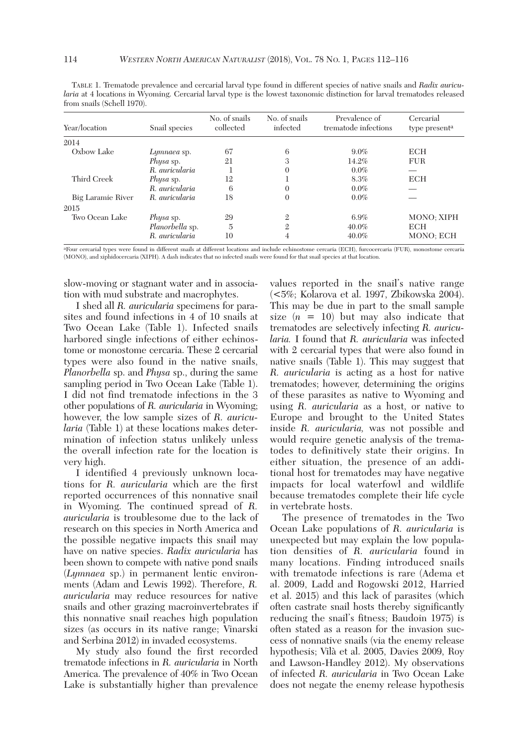TABLE 1. Trematode prevalence and cercarial larval type found in different species of native snails and *Radix auricularia* at 4 locations in Wyoming. Cercarial larval type is the lowest taxonomic distinction for larval trematodes released from snails (Schell 1970).

| Year/location | Snail species | No. of snails collected | No. of snails infected | Prevalence of trematode infections | Cercarial type present[a] |
|---|---|---|---|---|---|
| 2014 | | | | | |
| Oxbow Lake | *Lymnaea* sp. | 67 | 6 | 9.0% | ECH |
| | *Physa* sp. | 21 | 3 | 14.2% | FUR |
| | *R. auricularia* | 1 | 0 | 0.0% | — |
| Third Creek | *Physa* sp. | 12 | 1 | 8.3% | ECH |
| | *R. auricularia* | 6 | 0 | 0.0% | — |
| Big Laramie River | *R. auricularia* | 18 | 0 | 0.0% | — |
| 2015 | | | | | |
| Two Ocean Lake | *Physa* sp. | 29 | 2 | 6.9% | MONO; XIPH |
| | *Planorbella* sp. | 5 | 2 | 40.0% | ECH |
| | *R. auricularia* | 10 | 4 | 40.0% | MONO; ECH |

[a]Four cercarial types were found in different snails at different locations and include echinostome cercaria (ECH), furcocercaria (FUR), monostome cercaria (MONO), and xiphidocercaria (XIPH). A dash indicates that no infected snails were found for that snail species at that location.

slow-moving or stagnant water and in association with mud substrate and macrophytes.

I shed all *R. auricularia* specimens for parasites and found infections in 4 of 10 snails at Two Ocean Lake (Table 1). Infected snails harbored single infections of either echinostome or monostome cercaria. These 2 cercarial types were also found in the native snails, *Planorbella* sp. and *Physa* sp., during the same sampling period in Two Ocean Lake (Table 1). I did not find trematode infections in the 3 other populations of *R. auricularia* in Wyoming; however, the low sample sizes of *R. auricularia* (Table 1) at these locations makes determination of infection status unlikely unless the overall infection rate for the location is very high.

I identified 4 previously unknown locations for *R. auricularia* which are the first reported occurrences of this nonnative snail in Wyoming. The continued spread of *R. auricularia* is troublesome due to the lack of research on this species in North America and the possible negative impacts this snail may have on native species. *Radix auricularia* has been shown to compete with native pond snails (*Lymnaea* sp.) in permanent lentic environments (Adam and Lewis 1992). Therefore, *R. auricularia* may reduce resources for native snails and other grazing macroinvertebrates if this nonnative snail reaches high population sizes (as occurs in its native range; Vinarski and Serbina 2012) in invaded ecosystems.

My study also found the first recorded trematode infections in *R. auricularia* in North America. The prevalence of 40% in Two Ocean Lake is substantially higher than prevalence values reported in the snail's native range (<5%; Kolarova et al. 1997, Zbikowska 2004). This may be due in part to the small sample size ($n$ = 10) but may also indicate that trematodes are selectively infecting *R. auricularia.* I found that *R. auricularia* was infected with 2 cercarial types that were also found in native snails (Table 1). This may suggest that *R. auricularia* is acting as a host for native trematodes; however, determining the origins of these parasites as native to Wyoming and using *R. auricularia* as a host, or native to Europe and brought to the United States inside *R. auricularia,* was not possible and would require genetic analysis of the trematodes to definitively state their origins. In either situation, the presence of an additional host for trematodes may have negative impacts for local waterfowl and wildlife because trematodes complete their life cycle in vertebrate hosts.

The presence of trematodes in the Two Ocean Lake populations of *R. auricularia* is unexpected but may explain the low population densities of *R. auricularia* found in many locations. Finding introduced snails with trematode infections is rare (Adema et al. 2009, Ladd and Rogowski 2012, Harried et al. 2015) and this lack of parasites (which often castrate snail hosts thereby significantly reducing the snail's fitness; Baudoin 1975) is often stated as a reason for the invasion success of nonnative snails (via the enemy release hypothesis; Vilà et al. 2005, Davies 2009, Roy and Lawson-Handley 2012). My observations of infected *R. auricularia* in Two Ocean Lake does not negate the enemy release hypothesis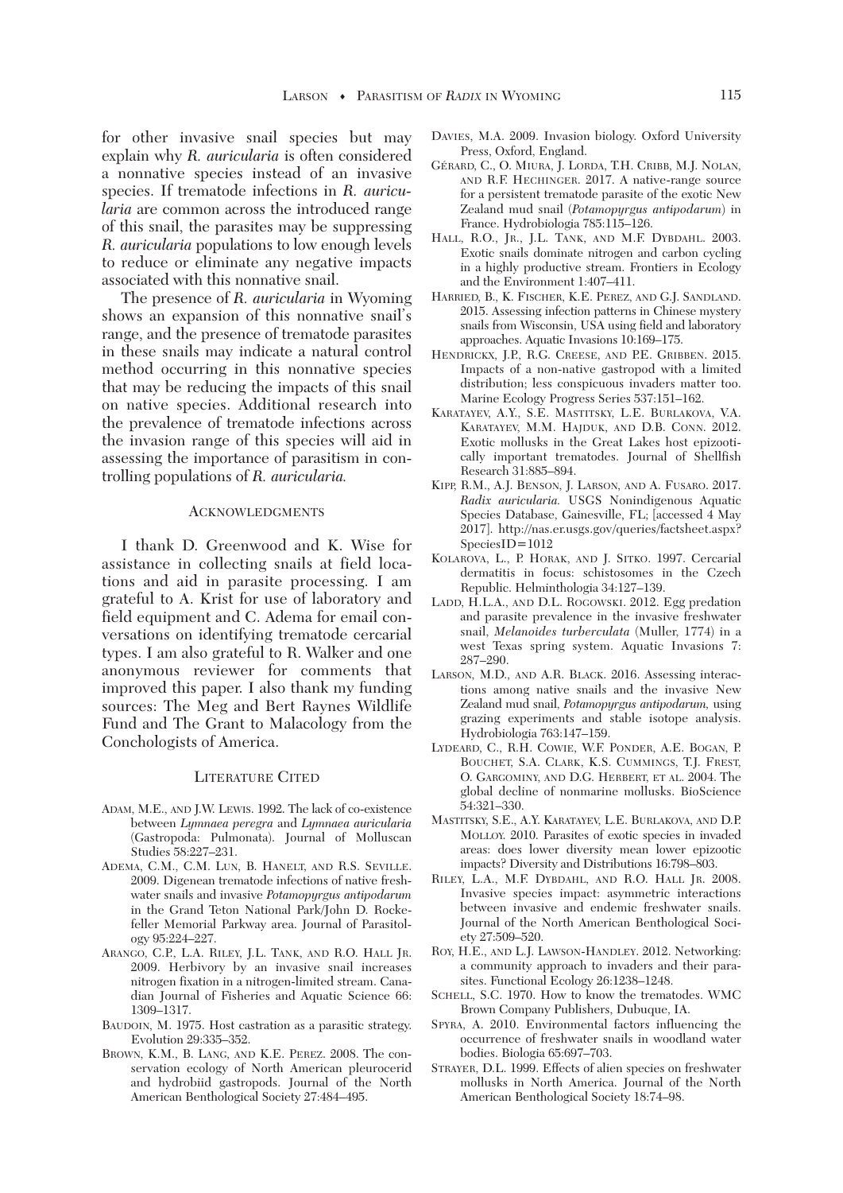for other invasive snail species but may explain why *R. auricularia* is often considered a nonnative species instead of an invasive species. If trematode infections in *R. auricularia* are common across the introduced range of this snail, the parasites may be suppressing *R. auricularia* populations to low enough levels to reduce or eliminate any negative impacts associated with this nonnative snail.

The presence of *R. auricularia* in Wyoming shows an expansion of this nonnative snail's range, and the presence of trematode parasites in these snails may indicate a natural control method occurring in this nonnative species that may be reducing the impacts of this snail on native species. Additional research into the prevalence of trematode infections across the invasion range of this species will aid in assessing the importance of parasitism in controlling populations of *R. auricularia.*

## Acknowledgments

I thank D. Greenwood and K. Wise for assistance in collecting snails at field locations and aid in parasite processing. I am grateful to A. Krist for use of laboratory and field equipment and C. Adema for email conversations on identifying trematode cercarial types. I am also grateful to R. Walker and one anonymous reviewer for comments that improved this paper. I also thank my funding sources: The Meg and Bert Raynes Wildlife Fund and The Grant to Malacology from the Conchologists of America.

## Literature Cited

Adam, M.E., and J.W. Lewis. 1992. The lack of co-existence between *Lymnaea peregra* and *Lymnaea auricularia* (Gastropoda: Pulmonata). Journal of Molluscan Studies 58:227–231.

Adema, C.M., C.M. Lun, B. Hanelt, and R.S. Seville. 2009. Digenean trematode infections of native freshwater snails and invasive *Potamopyrgus antipodarum* in the Grand Teton National Park/John D. Rockefeller Memorial Parkway area. Journal of Parasitology 95:224–227.

Arango, C.P., L.A. Riley, J.L. Tank, and R.O. Hall Jr. 2009. Herbivory by an invasive snail increases nitrogen fixation in a nitrogen-limited stream. Canadian Journal of Fisheries and Aquatic Science 66: 1309–1317.

Baudoin, M. 1975. Host castration as a parasitic strategy. Evolution 29:335–352.

Brown, K.M., B. Lang, and K.E. Perez. 2008. The conservation ecology of North American pleurocerid and hydrobiid gastropods. Journal of the North American Benthological Society 27:484–495.

Davies, M.A. 2009. Invasion biology. Oxford University Press, Oxford, England.

Gérard, C., O. Miura, J. Lorda, T.H. Cribb, M.J. Nolan, and R.F. Hechinger. 2017. A native-range source for a persistent trematode parasite of the exotic New Zealand mud snail (*Potamopyrgus antipodarum*) in France. Hydrobiologia 785:115–126.

Hall, R.O., Jr., J.L. Tank, and M.F. Dybdahl. 2003. Exotic snails dominate nitrogen and carbon cycling in a highly productive stream. Frontiers in Ecology and the Environment 1:407–411.

Harried, B., K. Fischer, K.E. Perez, and G.J. Sandland. 2015. Assessing infection patterns in Chinese mystery snails from Wisconsin, USA using field and laboratory approaches. Aquatic Invasions 10:169–175.

Hendrickx, J.P., R.G. Creese, and P.E. Gribben. 2015. Impacts of a non-native gastropod with a limited distribution; less conspicuous invaders matter too. Marine Ecology Progress Series 537:151–162.

Karatayev, A.Y., S.E. Mastitsky, L.E. Burlakova, V.A. Karatayev, M.M. Hajduk, and D.B. Conn. 2012. Exotic mollusks in the Great Lakes host epizootically important trematodes. Journal of Shellfish Research 31:885–894.

Kipp, R.M., A.J. Benson, J. Larson, and A. Fusaro. 2017. *Radix auricularia.* USGS Nonindigenous Aquatic Species Database, Gainesville, FL; [accessed 4 May 2017]. http://nas.er.usgs.gov/queries/factsheet.aspx?SpeciesID=1012

Kolarova, L., P. Horak, and J. Sitko. 1997. Cercarial dermatitis in focus: schistosomes in the Czech Republic. Helminthologia 34:127–139.

Ladd, H.L.A., and D.L. Rogowski. 2012. Egg predation and parasite prevalence in the invasive freshwater snail, *Melanoides turberculata* (Muller, 1774) in a west Texas spring system. Aquatic Invasions 7: 287–290.

Larson, M.D., and A.R. Black. 2016. Assessing interactions among native snails and the invasive New Zealand mud snail, *Potamopyrgus antipodarum*, using grazing experiments and stable isotope analysis. Hydrobiologia 763:147–159.

Lydeard, C., R.H. Cowie, W.F. Ponder, A.E. Bogan, P. Bouchet, S.A. Clark, K.S. Cummings, T.J. Frest, O. Gargominy, and D.G. Herbert, et al. 2004. The global decline of nonmarine mollusks. BioScience 54:321–330.

Mastitsky, S.E., A.Y. Karatayev, L.E. Burlakova, and D.P. Molloy. 2010. Parasites of exotic species in invaded areas: does lower diversity mean lower epizootic impacts? Diversity and Distributions 16:798–803.

Riley, L.A., M.F. Dybdahl, and R.O. Hall Jr. 2008. Invasive species impact: asymmetric interactions between invasive and endemic freshwater snails. Journal of the North American Benthological Society 27:509–520.

Roy, H.E., and L.J. Lawson-Handley. 2012. Networking: a community approach to invaders and their parasites. Functional Ecology 26:1238–1248.

Schell, S.C. 1970. How to know the trematodes. WMC Brown Company Publishers, Dubuque, IA.

Spyra, A. 2010. Environmental factors influencing the occurrence of freshwater snails in woodland water bodies. Biologia 65:697–703.

Strayer, D.L. 1999. Effects of alien species on freshwater mollusks in North America. Journal of the North American Benthological Society 18:74–98.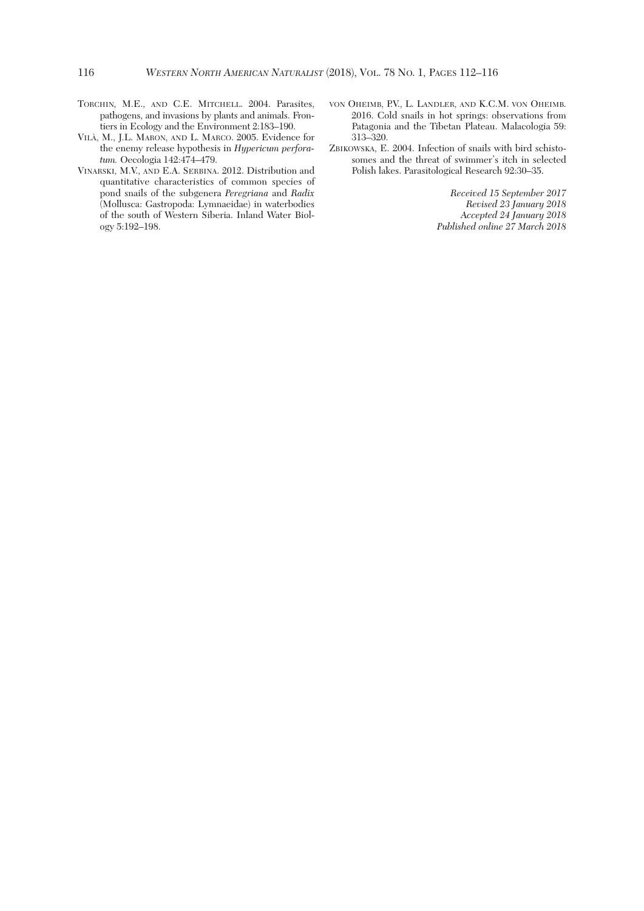Torchin, M.E., and C.E. Mitchell. 2004. Parasites, pathogens, and invasions by plants and animals. Frontiers in Ecology and the Environment 2:183–190.

Vilà, M., J.L. Maron, and L. Marco. 2005. Evidence for the enemy release hypothesis in *Hypericum perforatum.* Oecologia 142:474–479.

Vinarski, M.V., and E.A. Serbina. 2012. Distribution and quantitative characteristics of common species of pond snails of the subgenera *Peregriana* and *Radix* (Mollusca: Gastropoda: Lymnaeidae) in waterbodies of the south of Western Siberia. Inland Water Biology 5:192–198.

von Oheimb, P.V., L. Landler, and K.C.M. von Oheimb. 2016. Cold snails in hot springs: observations from Patagonia and the Tibetan Plateau. Malacologia 59: 313–320.

Zbikowska, E. 2004. Infection of snails with bird schistosomes and the threat of swimmer's itch in selected Polish lakes. Parasitological Research 92:30–35.

*Received 15 September 2017*
*Revised 23 January 2018*
*Accepted 24 January 2018*
*Published online 27 March 2018*